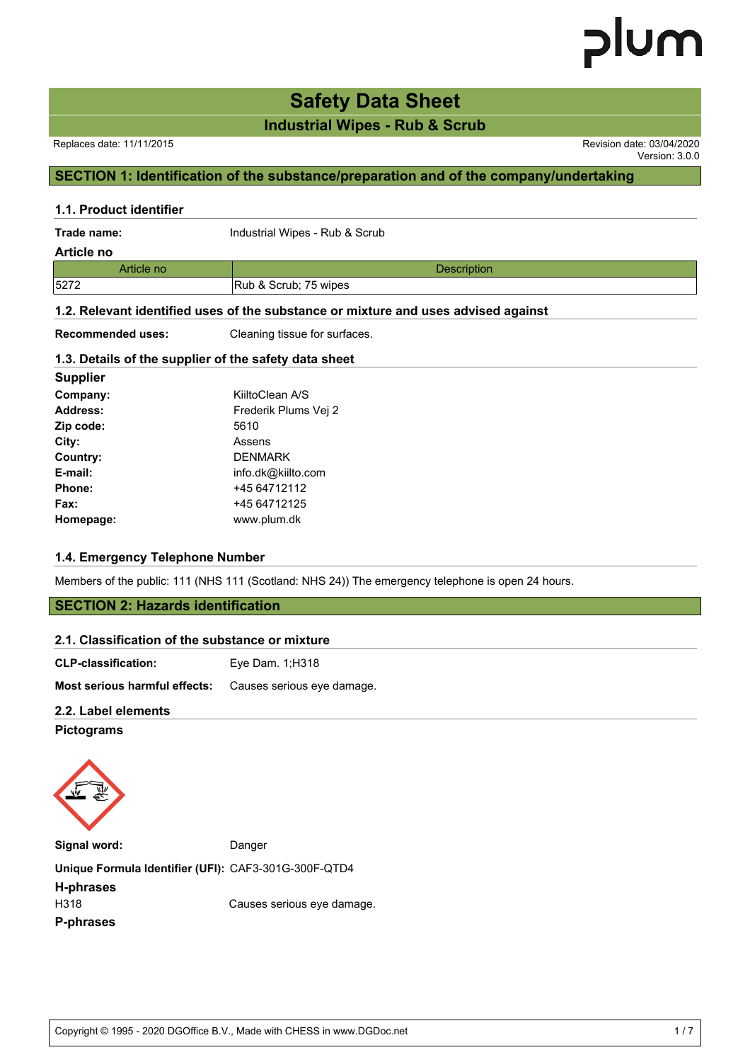# Safety Data Sheet

## Industrial Wipes - Rub & Scrub

Replaces date: 11/11/2015

Revision date: 03/04/2020
Version: 3.0.0

## SECTION 1: Identification of the substance/preparation and of the company/undertaking

### 1.1. Product identifier

**Trade name:** Industrial Wipes - Rub & Scrub

**Article no**

| Article no | Description |
|---|---|
| 5272 | Rub & Scrub; 75 wipes |

### 1.2. Relevant identified uses of the substance or mixture and uses advised against

**Recommended uses:** Cleaning tissue for surfaces.

### 1.3. Details of the supplier of the safety data sheet

**Supplier**

**Company:** KiiltoClean A/S
**Address:** Frederik Plums Vej 2
**Zip code:** 5610
**City:** Assens
**Country:** DENMARK
**E-mail:** info.dk@kiilto.com
**Phone:** +45 64712112
**Fax:** +45 64712125
**Homepage:** www.plum.dk

### 1.4. Emergency Telephone Number

Members of the public: 111 (NHS 111 (Scotland: NHS 24)) The emergency telephone is open 24 hours.

## SECTION 2: Hazards identification

### 2.1. Classification of the substance or mixture

**CLP-classification:** Eye Dam. 1;H318

**Most serious harmful effects:** Causes serious eye damage.

### 2.2. Label elements

**Pictograms**

**Signal word:** Danger

**Unique Formula Identifier (UFI):** CAF3-301G-300F-QTD4

**H-phrases**

H318 Causes serious eye damage.

**P-phrases**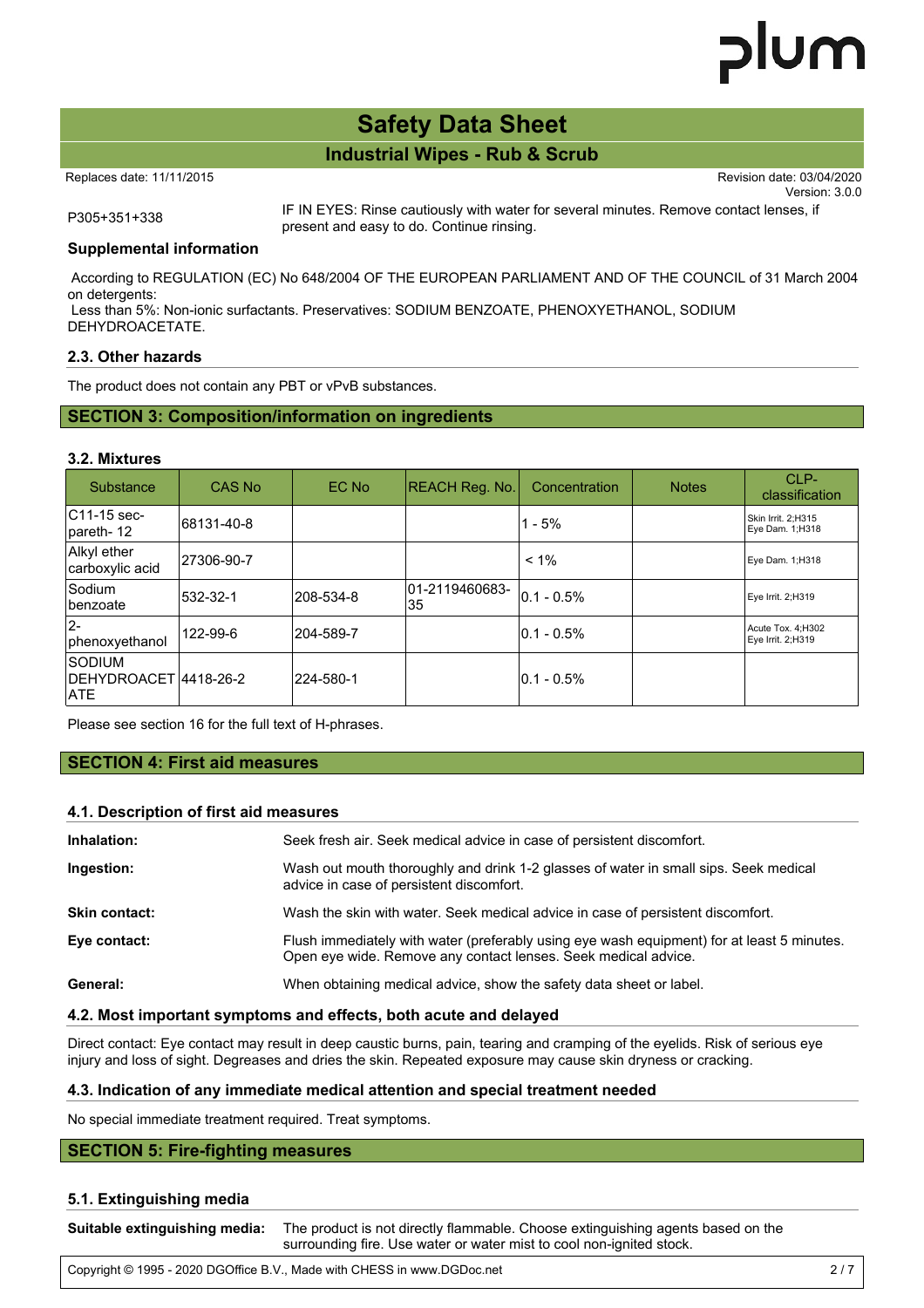| | |
|---|---|
| P305+351+338 | IF IN EYES: Rinse cautiously with water for several minutes. Remove contact lenses, if present and easy to do. Continue rinsing. |

**Supplemental information**

According to REGULATION (EC) No 648/2004 OF THE EUROPEAN PARLIAMENT AND OF THE COUNCIL of 31 March 2004 on detergents:
Less than 5%: Non-ionic surfactants. Preservatives: SODIUM BENZOATE, PHENOXYETHANOL, SODIUM DEHYDROACETATE.

### 2.3. Other hazards

The product does not contain any PBT or vPvB substances.

## SECTION 3: Composition/information on ingredients

### 3.2. Mixtures

| Substance | CAS No | EC No | REACH Reg. No. | Concentration | Notes | CLP-classification |
|---|---|---|---|---|---|---|
| C11-15 sec-pareth- 12 | 68131-40-8 | | | 1 - 5% | | Skin Irrit. 2;H315 Eye Dam. 1;H318 |
| Alkyl ether carboxylic acid | 27306-90-7 | | | < 1% | | Eye Dam. 1;H318 |
| Sodium benzoate | 532-32-1 | 208-534-8 | 01-2119460683-35 | 0.1 - 0.5% | | Eye Irrit. 2;H319 |
| 2-phenoxyethanol | 122-99-6 | 204-589-7 | | 0.1 - 0.5% | | Acute Tox. 4;H302 Eye Irrit. 2;H319 |
| SODIUM DEHYDROACETATE | 4418-26-2 | 224-580-1 | | 0.1 - 0.5% | | |

Please see section 16 for the full text of H-phrases.

## SECTION 4: First aid measures

### 4.1. Description of first aid measures

| | |
|---|---|
| **Inhalation:** | Seek fresh air. Seek medical advice in case of persistent discomfort. |
| **Ingestion:** | Wash out mouth thoroughly and drink 1-2 glasses of water in small sips. Seek medical advice in case of persistent discomfort. |
| **Skin contact:** | Wash the skin with water. Seek medical advice in case of persistent discomfort. |
| **Eye contact:** | Flush immediately with water (preferably using eye wash equipment) for at least 5 minutes. Open eye wide. Remove any contact lenses. Seek medical advice. |
| **General:** | When obtaining medical advice, show the safety data sheet or label. |

### 4.2. Most important symptoms and effects, both acute and delayed

Direct contact: Eye contact may result in deep caustic burns, pain, tearing and cramping of the eyelids. Risk of serious eye injury and loss of sight. Degreases and dries the skin. Repeated exposure may cause skin dryness or cracking.

### 4.3. Indication of any immediate medical attention and special treatment needed

No special immediate treatment required. Treat symptoms.

## SECTION 5: Fire-fighting measures

### 5.1. Extinguishing media

| | |
|---|---|
| **Suitable extinguishing media:** | The product is not directly flammable. Choose extinguishing agents based on the surrounding fire. Use water or water mist to cool non-ignited stock. |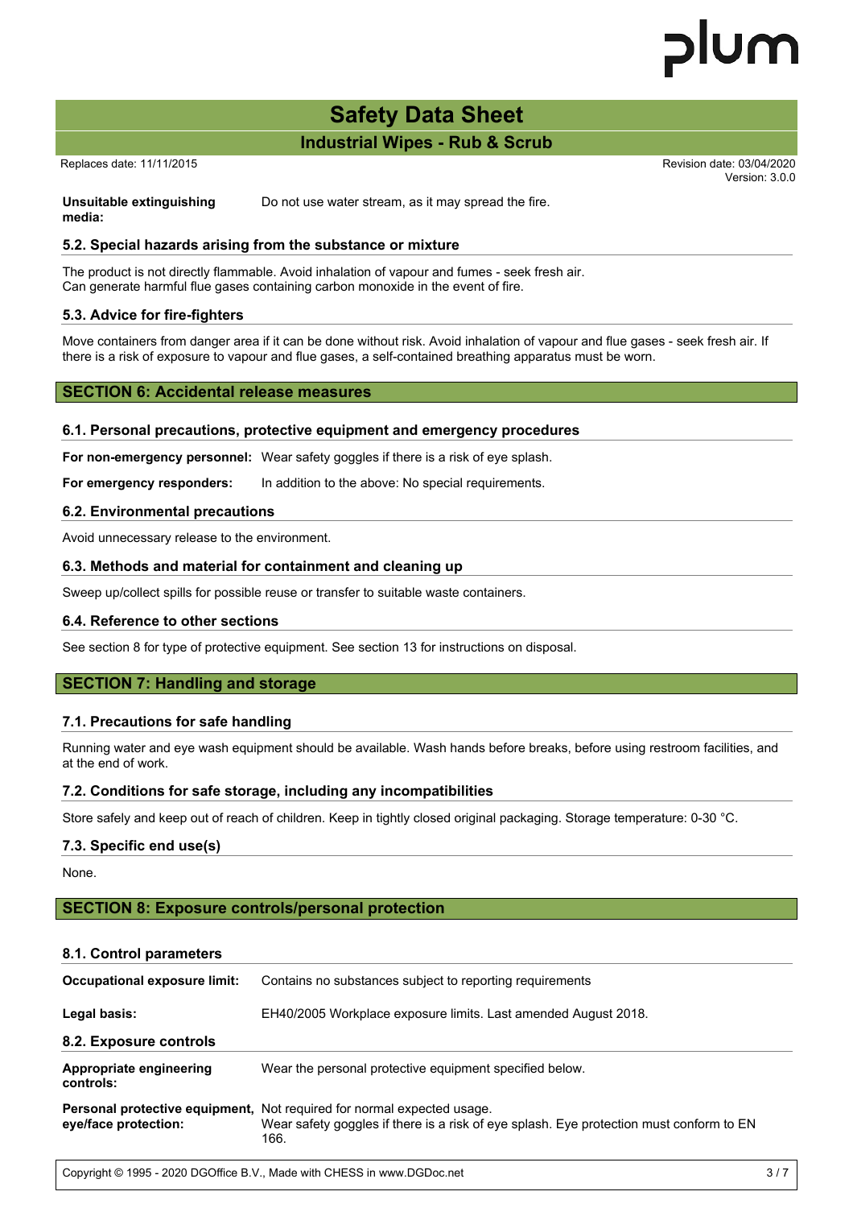| | |
|---|---|
| **Unsuitable extinguishing media:** | Do not use water stream, as it may spread the fire. |

### 5.2. Special hazards arising from the substance or mixture

The product is not directly flammable. Avoid inhalation of vapour and fumes - seek fresh air.
Can generate harmful flue gases containing carbon monoxide in the event of fire.

### 5.3. Advice for fire-fighters

Move containers from danger area if it can be done without risk. Avoid inhalation of vapour and flue gases - seek fresh air. If there is a risk of exposure to vapour and flue gases, a self-contained breathing apparatus must be worn.

## SECTION 6: Accidental release measures

### 6.1. Personal precautions, protective equipment and emergency procedures

| | |
|---|---|
| **For non-emergency personnel:** | Wear safety goggles if there is a risk of eye splash. |
| **For emergency responders:** | In addition to the above: No special requirements. |

### 6.2. Environmental precautions

Avoid unnecessary release to the environment.

### 6.3. Methods and material for containment and cleaning up

Sweep up/collect spills for possible reuse or transfer to suitable waste containers.

### 6.4. Reference to other sections

See section 8 for type of protective equipment. See section 13 for instructions on disposal.

## SECTION 7: Handling and storage

### 7.1. Precautions for safe handling

Running water and eye wash equipment should be available. Wash hands before breaks, before using restroom facilities, and at the end of work.

### 7.2. Conditions for safe storage, including any incompatibilities

Store safely and keep out of reach of children. Keep in tightly closed original packaging. Storage temperature: 0-30 °C.

### 7.3. Specific end use(s)

None.

## SECTION 8: Exposure controls/personal protection

### 8.1. Control parameters

| | |
|---|---|
| **Occupational exposure limit:** | Contains no substances subject to reporting requirements |
| **Legal basis:** | EH40/2005 Workplace exposure limits. Last amended August 2018. |

### 8.2. Exposure controls

| | |
|---|---|
| **Appropriate engineering controls:** | Wear the personal protective equipment specified below. |
| **Personal protective equipment, eye/face protection:** | Not required for normal expected usage. Wear safety goggles if there is a risk of eye splash. Eye protection must conform to EN 166. |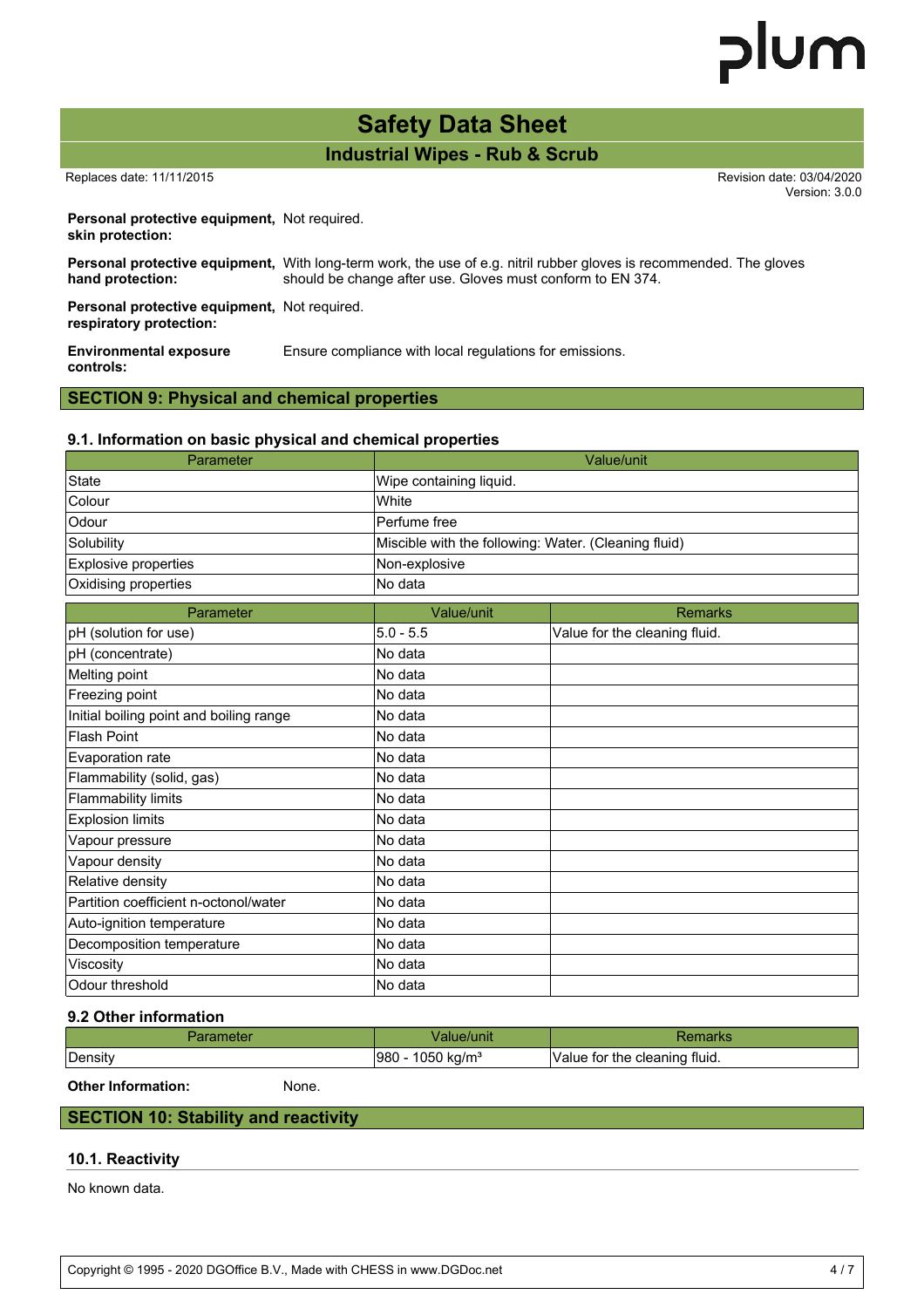**Personal protective equipment, skin protection:** Not required.

**Personal protective equipment, hand protection:** With long-term work, the use of e.g. nitril rubber gloves is recommended. The gloves should be change after use. Gloves must conform to EN 374.

**Personal protective equipment, respiratory protection:** Not required.

**Environmental exposure controls:** Ensure compliance with local regulations for emissions.

## SECTION 9: Physical and chemical properties

### 9.1. Information on basic physical and chemical properties

| Parameter | Value/unit |
|---|---|
| State | Wipe containing liquid. |
| Colour | White |
| Odour | Perfume free |
| Solubility | Miscible with the following: Water. (Cleaning fluid) |
| Explosive properties | Non-explosive |
| Oxidising properties | No data |

| Parameter | Value/unit | Remarks |
|---|---|---|
| pH (solution for use) | 5.0 - 5.5 | Value for the cleaning fluid. |
| pH (concentrate) | No data | |
| Melting point | No data | |
| Freezing point | No data | |
| Initial boiling point and boiling range | No data | |
| Flash Point | No data | |
| Evaporation rate | No data | |
| Flammability (solid, gas) | No data | |
| Flammability limits | No data | |
| Explosion limits | No data | |
| Vapour pressure | No data | |
| Vapour density | No data | |
| Relative density | No data | |
| Partition coefficient n-octonol/water | No data | |
| Auto-ignition temperature | No data | |
| Decomposition temperature | No data | |
| Viscosity | No data | |
| Odour threshold | No data | |

### 9.2 Other information

| Parameter | Value/unit | Remarks |
|---|---|---|
| Density | 980 - 1050 kg/m³ | Value for the cleaning fluid. |

**Other Information:** None.

## SECTION 10: Stability and reactivity

### 10.1. Reactivity

No known data.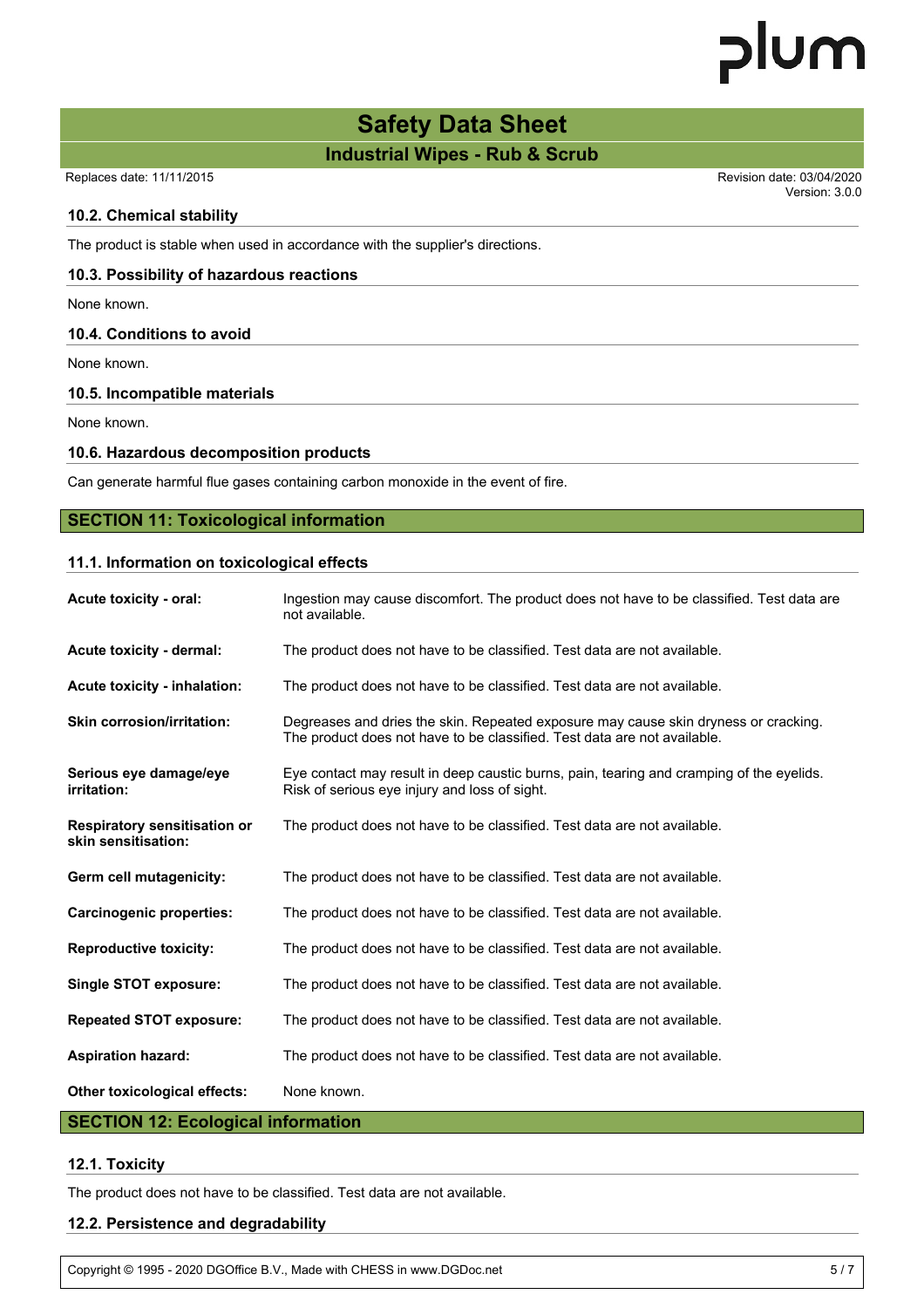### 10.2. Chemical stability

The product is stable when used in accordance with the supplier's directions.

### 10.3. Possibility of hazardous reactions

None known.

### 10.4. Conditions to avoid

None known.

### 10.5. Incompatible materials

None known.

### 10.6. Hazardous decomposition products

Can generate harmful flue gases containing carbon monoxide in the event of fire.

## SECTION 11: Toxicological information

### 11.1. Information on toxicological effects

| | |
|---|---|
| **Acute toxicity - oral:** | Ingestion may cause discomfort. The product does not have to be classified. Test data are not available. |
| **Acute toxicity - dermal:** | The product does not have to be classified. Test data are not available. |
| **Acute toxicity - inhalation:** | The product does not have to be classified. Test data are not available. |
| **Skin corrosion/irritation:** | Degreases and dries the skin. Repeated exposure may cause skin dryness or cracking. The product does not have to be classified. Test data are not available. |
| **Serious eye damage/eye irritation:** | Eye contact may result in deep caustic burns, pain, tearing and cramping of the eyelids. Risk of serious eye injury and loss of sight. |
| **Respiratory sensitisation or skin sensitisation:** | The product does not have to be classified. Test data are not available. |
| **Germ cell mutagenicity:** | The product does not have to be classified. Test data are not available. |
| **Carcinogenic properties:** | The product does not have to be classified. Test data are not available. |
| **Reproductive toxicity:** | The product does not have to be classified. Test data are not available. |
| **Single STOT exposure:** | The product does not have to be classified. Test data are not available. |
| **Repeated STOT exposure:** | The product does not have to be classified. Test data are not available. |
| **Aspiration hazard:** | The product does not have to be classified. Test data are not available. |
| **Other toxicological effects:** | None known. |

## SECTION 12: Ecological information

### 12.1. Toxicity

The product does not have to be classified. Test data are not available.

### 12.2. Persistence and degradability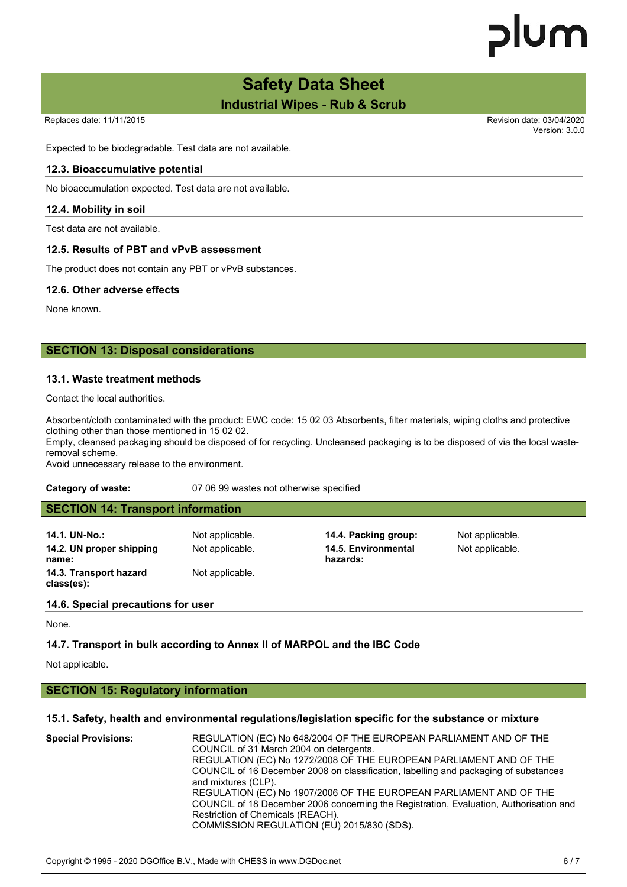Expected to be biodegradable. Test data are not available.

### 12.3. Bioaccumulative potential

No bioaccumulation expected. Test data are not available.

### 12.4. Mobility in soil

Test data are not available.

### 12.5. Results of PBT and vPvB assessment

The product does not contain any PBT or vPvB substances.

### 12.6. Other adverse effects

None known.

## SECTION 13: Disposal considerations

### 13.1. Waste treatment methods

Contact the local authorities.

Absorbent/cloth contaminated with the product: EWC code: 15 02 03 Absorbents, filter materials, wiping cloths and protective clothing other than those mentioned in 15 02 02.
Empty, cleansed packaging should be disposed of for recycling. Uncleansed packaging is to be disposed of via the local waste-removal scheme.
Avoid unnecessary release to the environment.

**Category of waste:** 07 06 99 wastes not otherwise specified

## SECTION 14: Transport information

| | | | |
|---|---|---|---|
| **14.1. UN-No.:** | Not applicable. | **14.4. Packing group:** | Not applicable. |
| **14.2. UN proper shipping name:** | Not applicable. | **14.5. Environmental hazards:** | Not applicable. |
| **14.3. Transport hazard class(es):** | Not applicable. | | |

### 14.6. Special precautions for user

None.

### 14.7. Transport in bulk according to Annex II of MARPOL and the IBC Code

Not applicable.

## SECTION 15: Regulatory information

### 15.1. Safety, health and environmental regulations/legislation specific for the substance or mixture

**Special Provisions:** REGULATION (EC) No 648/2004 OF THE EUROPEAN PARLIAMENT AND OF THE COUNCIL of 31 March 2004 on detergents.
REGULATION (EC) No 1272/2008 OF THE EUROPEAN PARLIAMENT AND OF THE COUNCIL of 16 December 2008 on classification, labelling and packaging of substances and mixtures (CLP).
REGULATION (EC) No 1907/2006 OF THE EUROPEAN PARLIAMENT AND OF THE COUNCIL of 18 December 2006 concerning the Registration, Evaluation, Authorisation and Restriction of Chemicals (REACH).
COMMISSION REGULATION (EU) 2015/830 (SDS).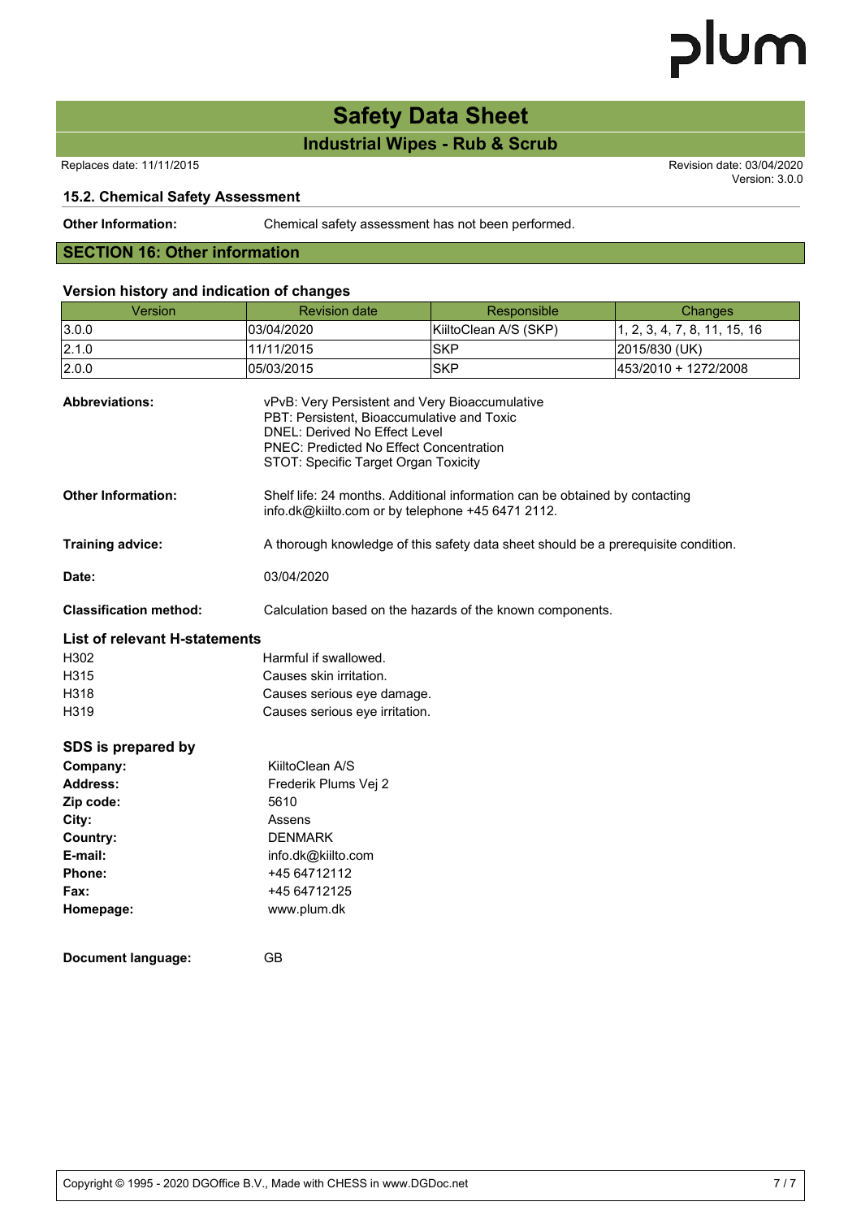### 15.2. Chemical Safety Assessment

**Other Information:** Chemical safety assessment has not been performed.

## SECTION 16: Other information

### Version history and indication of changes

| Version | Revision date | Responsible | Changes |
|---|---|---|---|
| 3.0.0 | 03/04/2020 | KiiltoClean A/S (SKP) | 1, 2, 3, 4, 7, 8, 11, 15, 16 |
| 2.1.0 | 11/11/2015 | SKP | 2015/830 (UK) |
| 2.0.0 | 05/03/2015 | SKP | 453/2010 + 1272/2008 |

**Abbreviations:**
vPvB: Very Persistent and Very Bioaccumulative
PBT: Persistent, Bioaccumulative and Toxic
DNEL: Derived No Effect Level
PNEC: Predicted No Effect Concentration
STOT: Specific Target Organ Toxicity

**Other Information:** Shelf life: 24 months. Additional information can be obtained by contacting info.dk@kiilto.com or by telephone +45 6471 2112.

**Training advice:** A thorough knowledge of this safety data sheet should be a prerequisite condition.

**Date:** 03/04/2020

**Classification method:** Calculation based on the hazards of the known components.

### List of relevant H-statements

| | |
|---|---|
| H302 | Harmful if swallowed. |
| H315 | Causes skin irritation. |
| H318 | Causes serious eye damage. |
| H319 | Causes serious eye irritation. |

### SDS is prepared by

**Company:** KiiltoClean A/S
**Address:** Frederik Plums Vej 2
**Zip code:** 5610
**City:** Assens
**Country:** DENMARK
**E-mail:** info.dk@kiilto.com
**Phone:** +45 64712112
**Fax:** +45 64712125
**Homepage:** www.plum.dk

**Document language:** GB